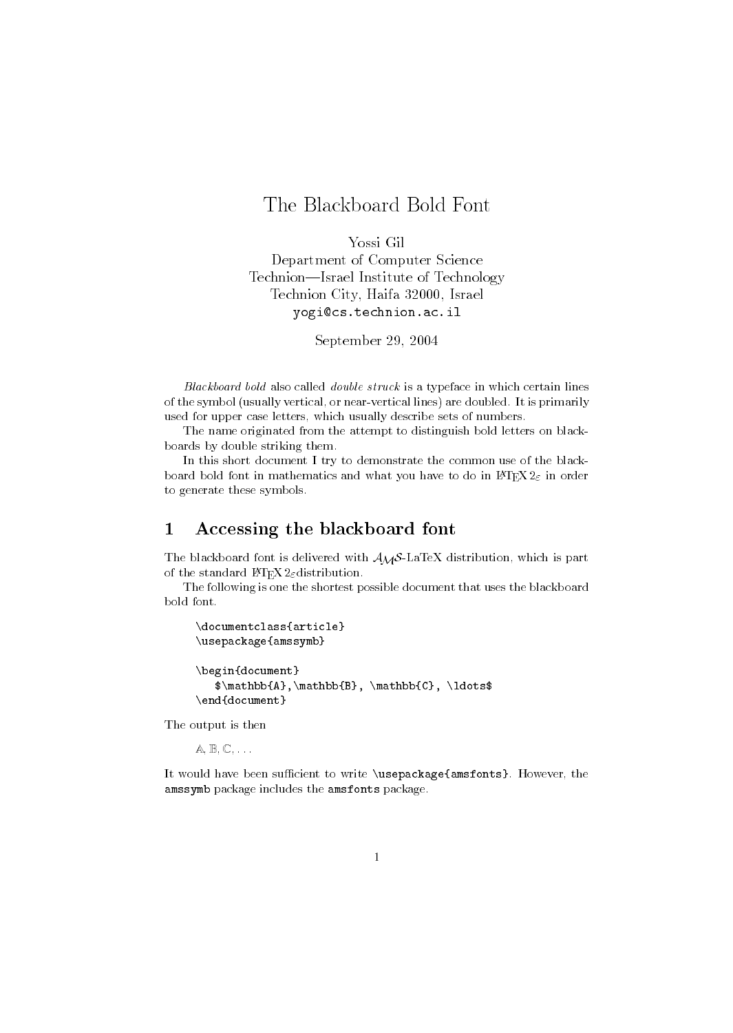# The Blackboard Bold Font

Yossi Gil
Department of Computer Science
Technion—Israel Institute of Technology
Technion City, Haifa 32000, Israel
`yogi@cs.technion.ac.il`

September 29, 2004

*Blackboard bold* also called *double struck* is a typeface in which certain lines of the symbol (usually vertical, or near-vertical lines) are doubled. It is primarily used for upper case letters, which usually describe sets of numbers.

The name originated from the attempt to distinguish bold letters on blackboards by double striking them.

In this short document I try to demonstrate the common use of the blackboard bold font in mathematics and what you have to do in LaTeX $2_\varepsilon$ in order to generate these symbols.

## 1 Accessing the blackboard font

The blackboard font is delivered with $\mathcal{AMS}$-LaTeX distribution, which is part of the standard LaTeX $2_\varepsilon$ distribution.

The following is one the shortest possible document that uses the blackboard bold font.

```
\documentclass{article}
\usepackage{amssymb}

\begin{document}
   $\mathbb{A},\mathbb{B}, \mathbb{C}, \ldots$
\end{document}
```

The output is then

$\mathbb{A},\mathbb{B}, \mathbb{C}, \ldots$

It would have been sufficient to write `\usepackage{amsfonts}`. However, the `amssymb` package includes the `amsfonts` package.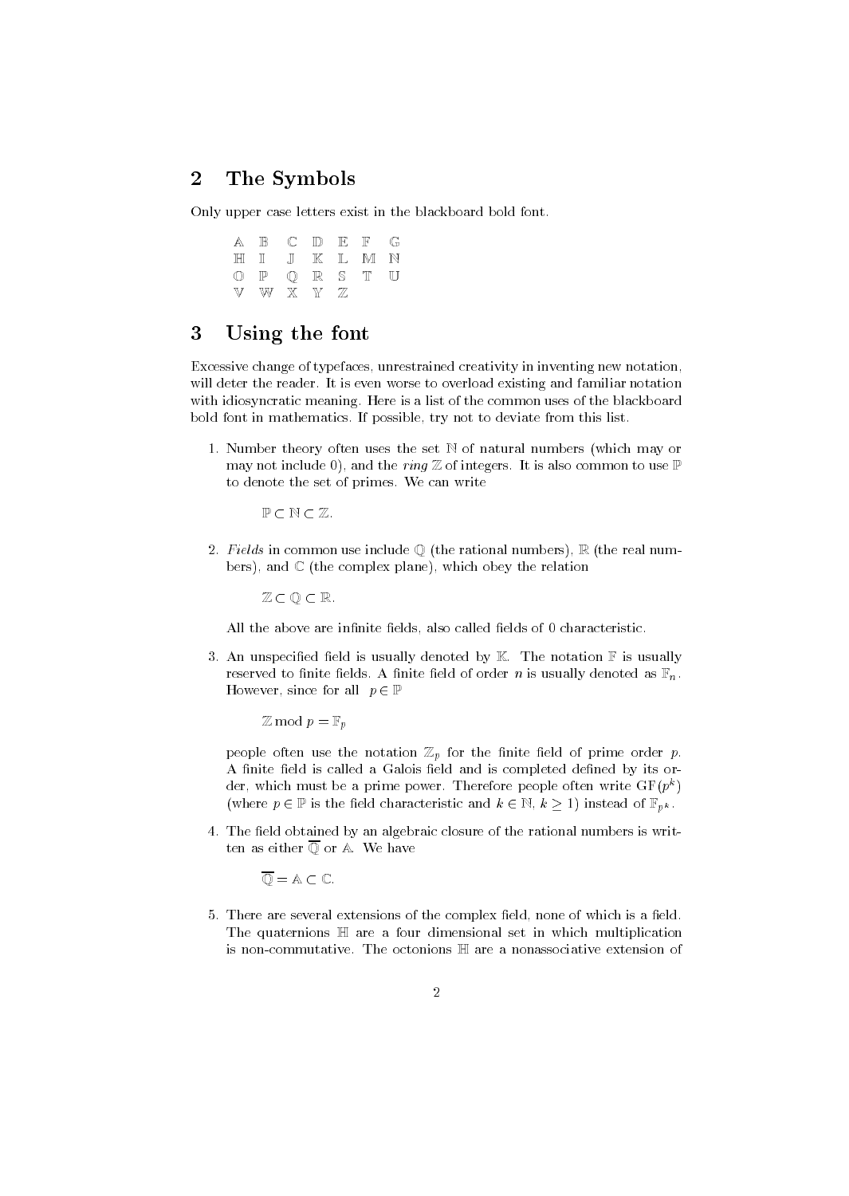## 2 The Symbols

Only upper case letters exist in the blackboard bold font.

$$
\begin{array}{ccccccc}
\mathbb{A} & \mathbb{B} & \mathbb{C} & \mathbb{D} & \mathbb{E} & \mathbb{F} & \mathbb{G} \\
\mathbb{H} & \mathbb{I} & \mathbb{J} & \mathbb{K} & \mathbb{L} & \mathbb{M} & \mathbb{N} \\
\mathbb{O} & \mathbb{P} & \mathbb{Q} & \mathbb{R} & \mathbb{S} & \mathbb{T} & \mathbb{U} \\
\mathbb{V} & \mathbb{W} & \mathbb{X} & \mathbb{Y} & \mathbb{Z} & &
\end{array}
$$

## 3 Using the font

Excessive change of typefaces, unrestrained creativity in inventing new notation, will deter the reader. It is even worse to overload existing and familiar notation with idiosyncratic meaning. Here is a list of the common uses of the blackboard bold font in mathematics. If possible, try not to deviate from this list.

1. Number theory often uses the set $\mathbb{N}$ of natural numbers (which may or may not include 0), and the *ring* $\mathbb{Z}$ of integers. It is also common to use $\mathbb{P}$ to denote the set of primes. We can write

   $$\mathbb{P} \subset \mathbb{N} \subset \mathbb{Z}.$$

2. *Fields* in common use include $\mathbb{Q}$ (the rational numbers), $\mathbb{R}$ (the real numbers), and $\mathbb{C}$ (the complex plane), which obey the relation

   $$\mathbb{Z} \subset \mathbb{Q} \subset \mathbb{R}.$$

   All the above are infinite fields, also called fields of 0 characteristic.

3. An unspecified field is usually denoted by $\mathbb{K}$. The notation $\mathbb{F}$ is usually reserved to finite fields. A finite field of order $n$ is usually denoted as $\mathbb{F}_n$. However, since for all $p \in \mathbb{P}$

   $$\mathbb{Z} \bmod p = \mathbb{F}_p$$

   people often use the notation $\mathbb{Z}_p$ for the finite field of prime order $p$. A finite field is called a Galois field and is completed defined by its order, which must be a prime power. Therefore people often write $\mathrm{GF}(p^k)$ (where $p \in \mathbb{P}$ is the field characteristic and $k \in \mathbb{N}$, $k \geq 1$) instead of $\mathbb{F}_{p^k}$.

4. The field obtained by an algebraic closure of the rational numbers is written as either $\overline{\mathbb{Q}}$ or $\mathbb{A}$. We have

   $$\overline{\mathbb{Q}} = \mathbb{A} \subset \mathbb{C}.$$

5. There are several extensions of the complex field, none of which is a field. The quaternions $\mathbb{H}$ are a four dimensional set in which multiplication is non-commutative. The octonions $\mathbb{H}$ are a nonassociative extension of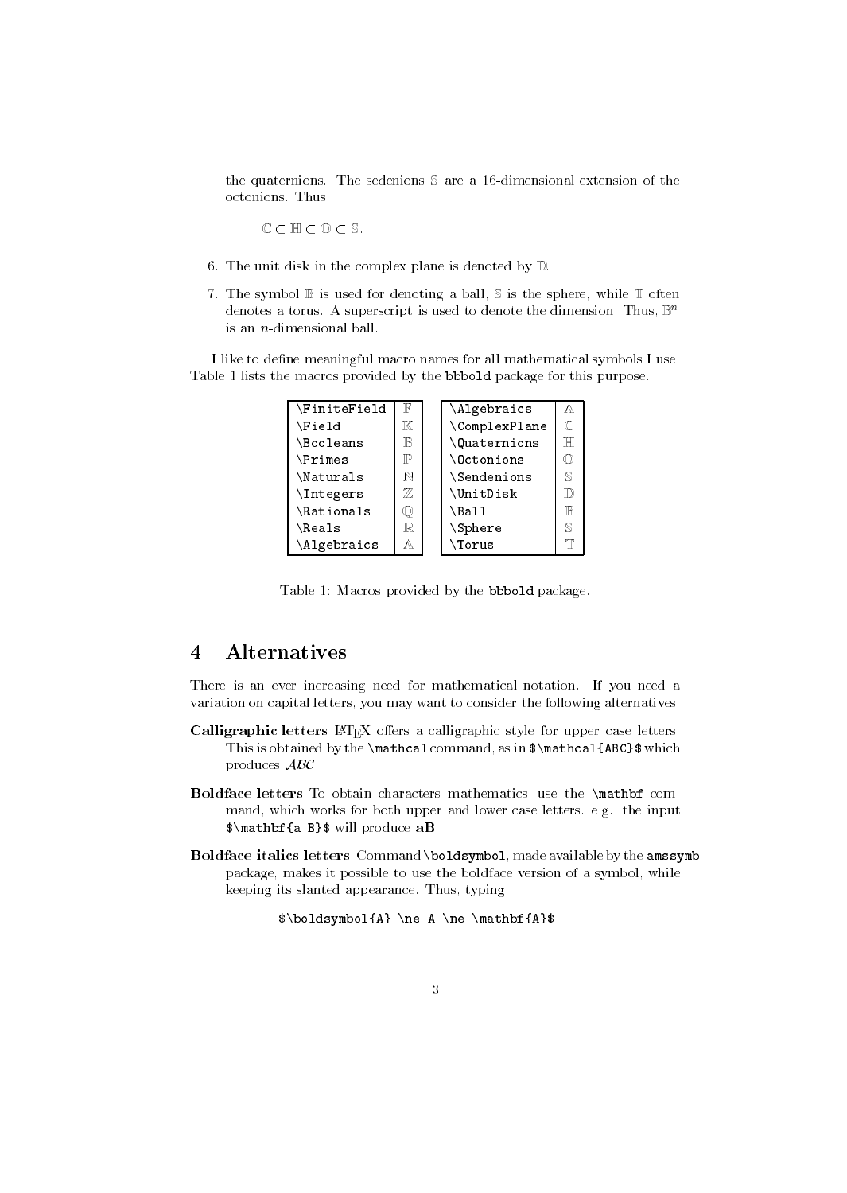the quaternions. The sedenions $\mathbb{S}$ are a 16-dimensional extension of the octonions. Thus,

$$\mathbb{C} \subset \mathbb{H} \subset \mathbb{O} \subset \mathbb{S}.$$

6. The unit disk in the complex plane is denoted by $\mathbb{D}$.

7. The symbol $\mathbb{B}$ is used for denoting a ball, $\mathbb{S}$ is the sphere, while $\mathbb{T}$ often denotes a torus. A superscript is used to denote the dimension. Thus, $\mathbb{B}^n$ is an $n$-dimensional ball.

I like to define meaningful macro names for all mathematical symbols I use. Table 1 lists the macros provided by the `bbbold` package for this purpose.

| Macro | Symbol | Macro | Symbol |
|---|---|---|---|
| `\FiniteField` | $\mathbb{F}$ | `\Algebraics` | $\mathbb{A}$ |
| `\Field` | $\mathbb{K}$ | `\ComplexPlane` | $\mathbb{C}$ |
| `\Booleans` | $\mathbb{B}$ | `\Quaternions` | $\mathbb{H}$ |
| `\Primes` | $\mathbb{P}$ | `\Octonions` | $\mathbb{O}$ |
| `\Naturals` | $\mathbb{N}$ | `\Sendenions` | $\mathbb{S}$ |
| `\Integers` | $\mathbb{Z}$ | `\UnitDisk` | $\mathbb{D}$ |
| `\Rationals` | $\mathbb{Q}$ | `\Ball` | $\mathbb{B}$ |
| `\Reals` | $\mathbb{R}$ | `\Sphere` | $\mathbb{S}$ |
| `\Algebraics` | $\mathbb{A}$ | `\Torus` | $\mathbb{T}$ |

Table 1: Macros provided by the `bbbold` package.

## 4 Alternatives

There is an ever increasing need for mathematical notation. If you need a variation on capital letters, you may want to consider the following alternatives.

**Calligraphic letters** LaTeX offers a calligraphic style for upper case letters. This is obtained by the `\mathcal` command, as in `$\mathcal{ABC}$` which produces $\mathcal{ABC}$.

**Boldface letters** To obtain characters mathematics, use the `\mathbf` command, which works for both upper and lower case letters. e.g., the input `$\mathbf{a B}$` will produce $\mathbf{aB}$.

**Boldface italics letters** Command `\boldsymbol`, made available by the `amssymb` package, makes it possible to use the boldface version of a symbol, while keeping its slanted appearance. Thus, typing

```
$\boldsymbol{A} \ne A \ne \mathbf{A}$
```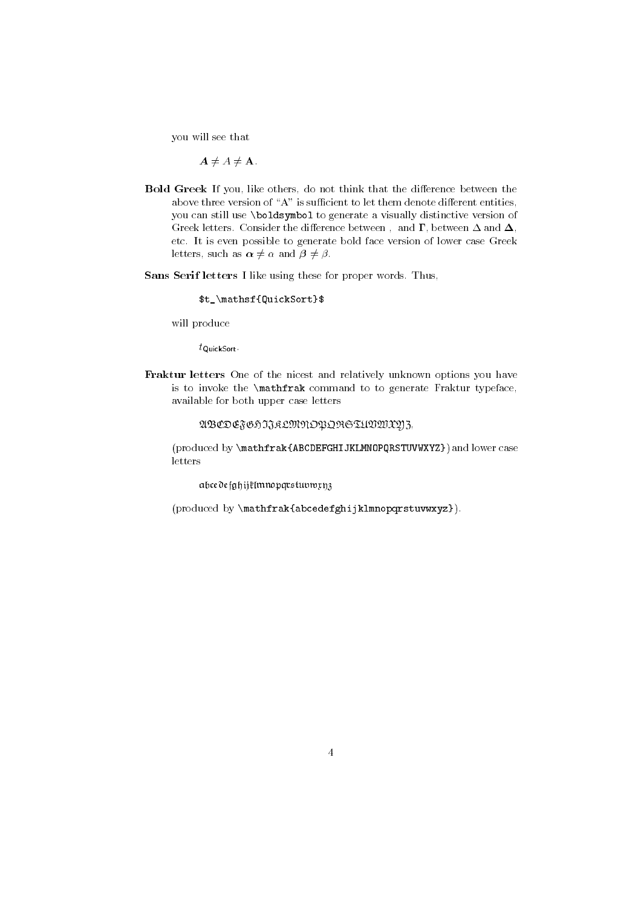you will see that

$$\boldsymbol{A} \neq A \neq \mathbf{A}.$$

**Bold Greek** If you, like others, do not think that the difference between the above three version of "A" is sufficient to let them denote different entities, you can still use `\boldsymbol` to generate a visually distinctive version of Greek letters. Consider the difference between , and $\boldsymbol{\Gamma}$, between $\Delta$ and $\boldsymbol{\Delta}$, etc. It is even possible to generate bold face version of lower case Greek letters, such as $\boldsymbol{\alpha} \neq \alpha$ and $\boldsymbol{\beta} \neq \beta$.

**Sans Serif letters** I like using these for proper words. Thus,

```
$t_\mathsf{QuickSort}$
```

will produce

$$t_{\mathsf{QuickSort}}.$$

**Fraktur letters** One of the nicest and relatively unknown options you have is to invoke the `\mathfrak` command to to generate Fraktur typeface, available for both upper case letters

$$\mathfrak{ABCDEFGHIJKLMNOPQRSTUVWXYZ},$$

(produced by `\mathfrak{ABCDEFGHIJKLMNOPQRSTUVWXYZ}`) and lower case letters

$$\mathfrak{abcedefghijklmnopqrstuvwxyz}$$

(produced by `\mathfrak{abcedefghijklmnopqrstuvwxyz}`).